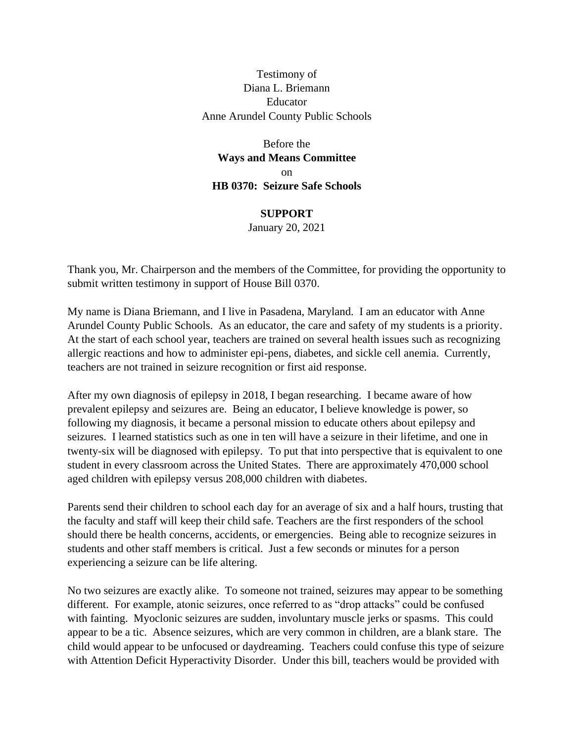Testimony of
Diana L. Briemann
Educator
Anne Arundel County Public Schools

Before the
**Ways and Means Committee**
on
**HB 0370: Seizure Safe Schools**

**SUPPORT**
January 20, 2021

Thank you, Mr. Chairperson and the members of the Committee, for providing the opportunity to submit written testimony in support of House Bill 0370.

My name is Diana Briemann, and I live in Pasadena, Maryland. I am an educator with Anne Arundel County Public Schools. As an educator, the care and safety of my students is a priority. At the start of each school year, teachers are trained on several health issues such as recognizing allergic reactions and how to administer epi-pens, diabetes, and sickle cell anemia. Currently, teachers are not trained in seizure recognition or first aid response.

After my own diagnosis of epilepsy in 2018, I began researching. I became aware of how prevalent epilepsy and seizures are. Being an educator, I believe knowledge is power, so following my diagnosis, it became a personal mission to educate others about epilepsy and seizures. I learned statistics such as one in ten will have a seizure in their lifetime, and one in twenty-six will be diagnosed with epilepsy. To put that into perspective that is equivalent to one student in every classroom across the United States. There are approximately 470,000 school aged children with epilepsy versus 208,000 children with diabetes.

Parents send their children to school each day for an average of six and a half hours, trusting that the faculty and staff will keep their child safe. Teachers are the first responders of the school should there be health concerns, accidents, or emergencies. Being able to recognize seizures in students and other staff members is critical. Just a few seconds or minutes for a person experiencing a seizure can be life altering.

No two seizures are exactly alike. To someone not trained, seizures may appear to be something different. For example, atonic seizures, once referred to as "drop attacks" could be confused with fainting. Myoclonic seizures are sudden, involuntary muscle jerks or spasms. This could appear to be a tic. Absence seizures, which are very common in children, are a blank stare. The child would appear to be unfocused or daydreaming. Teachers could confuse this type of seizure with Attention Deficit Hyperactivity Disorder. Under this bill, teachers would be provided with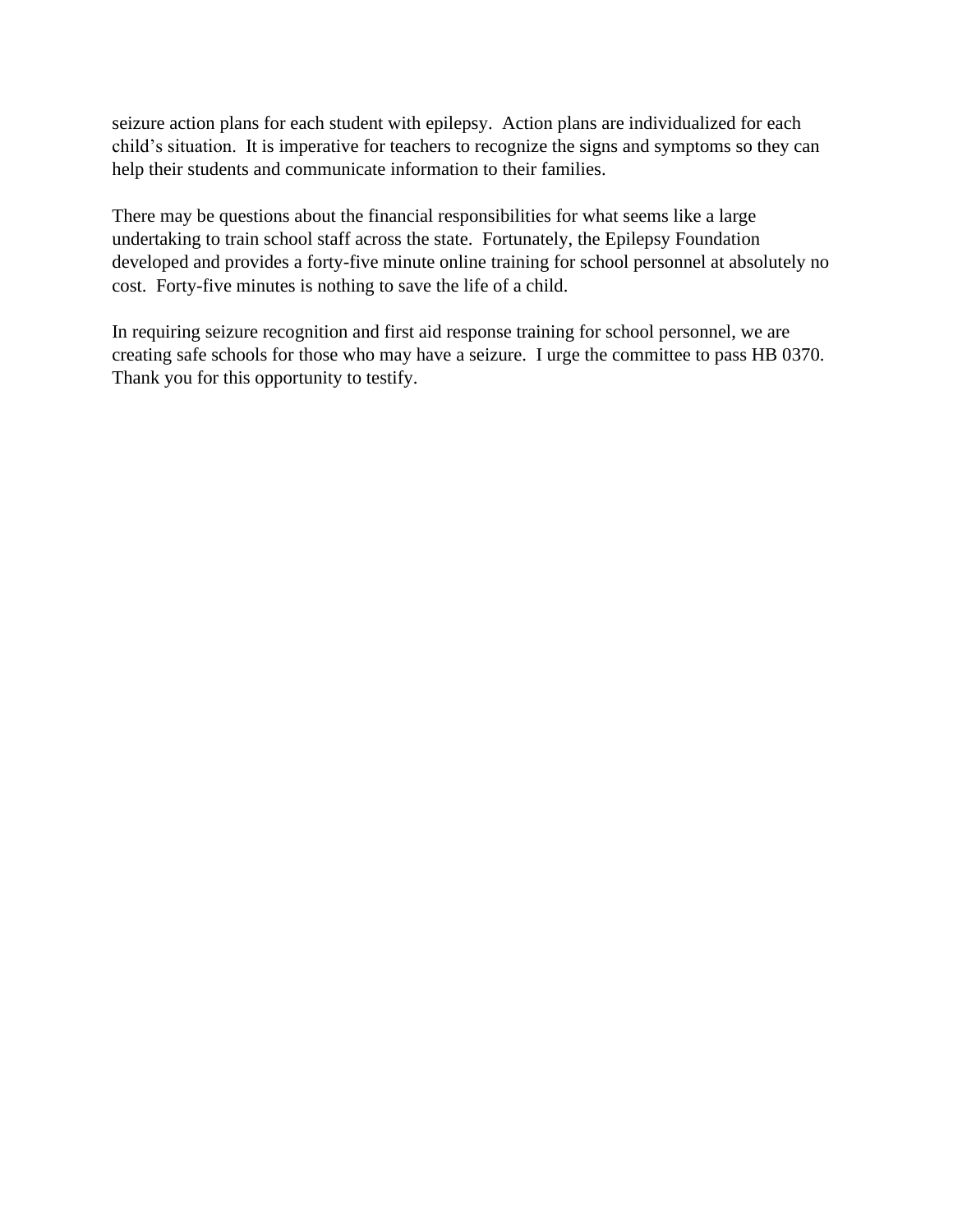seizure action plans for each student with epilepsy. Action plans are individualized for each child's situation. It is imperative for teachers to recognize the signs and symptoms so they can help their students and communicate information to their families.

There may be questions about the financial responsibilities for what seems like a large undertaking to train school staff across the state. Fortunately, the Epilepsy Foundation developed and provides a forty-five minute online training for school personnel at absolutely no cost. Forty-five minutes is nothing to save the life of a child.

In requiring seizure recognition and first aid response training for school personnel, we are creating safe schools for those who may have a seizure. I urge the committee to pass HB 0370. Thank you for this opportunity to testify.